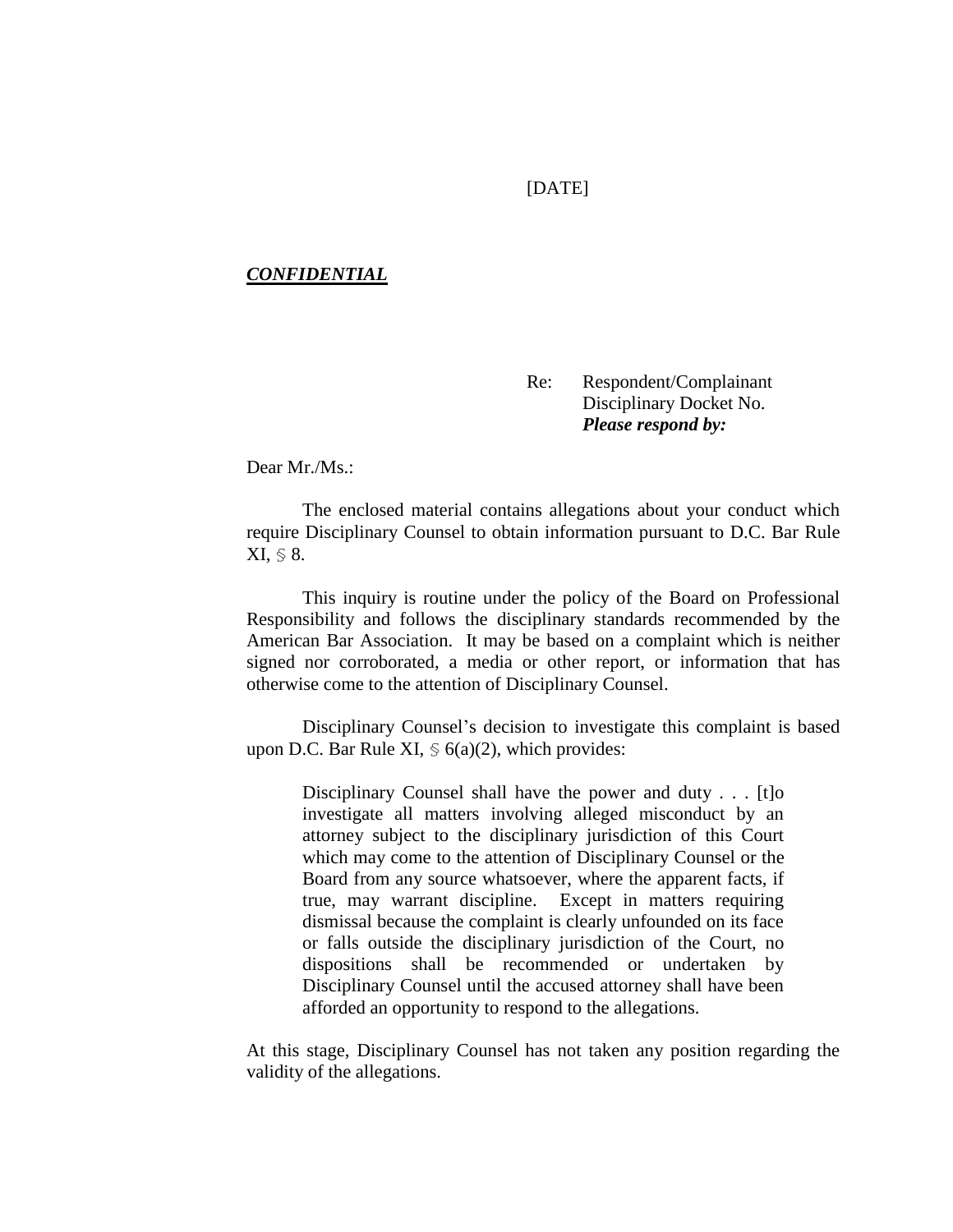[DATE]

***CONFIDENTIAL***

Re: Respondent/Complainant
Disciplinary Docket No.
***Please respond by:***

Dear Mr./Ms.:

The enclosed material contains allegations about your conduct which require Disciplinary Counsel to obtain information pursuant to D.C. Bar Rule XI, § 8.

This inquiry is routine under the policy of the Board on Professional Responsibility and follows the disciplinary standards recommended by the American Bar Association. It may be based on a complaint which is neither signed nor corroborated, a media or other report, or information that has otherwise come to the attention of Disciplinary Counsel.

Disciplinary Counsel's decision to investigate this complaint is based upon D.C. Bar Rule XI, § 6(a)(2), which provides:

> Disciplinary Counsel shall have the power and duty . . . [t]o investigate all matters involving alleged misconduct by an attorney subject to the disciplinary jurisdiction of this Court which may come to the attention of Disciplinary Counsel or the Board from any source whatsoever, where the apparent facts, if true, may warrant discipline. Except in matters requiring dismissal because the complaint is clearly unfounded on its face or falls outside the disciplinary jurisdiction of the Court, no dispositions shall be recommended or undertaken by Disciplinary Counsel until the accused attorney shall have been afforded an opportunity to respond to the allegations.

At this stage, Disciplinary Counsel has not taken any position regarding the validity of the allegations.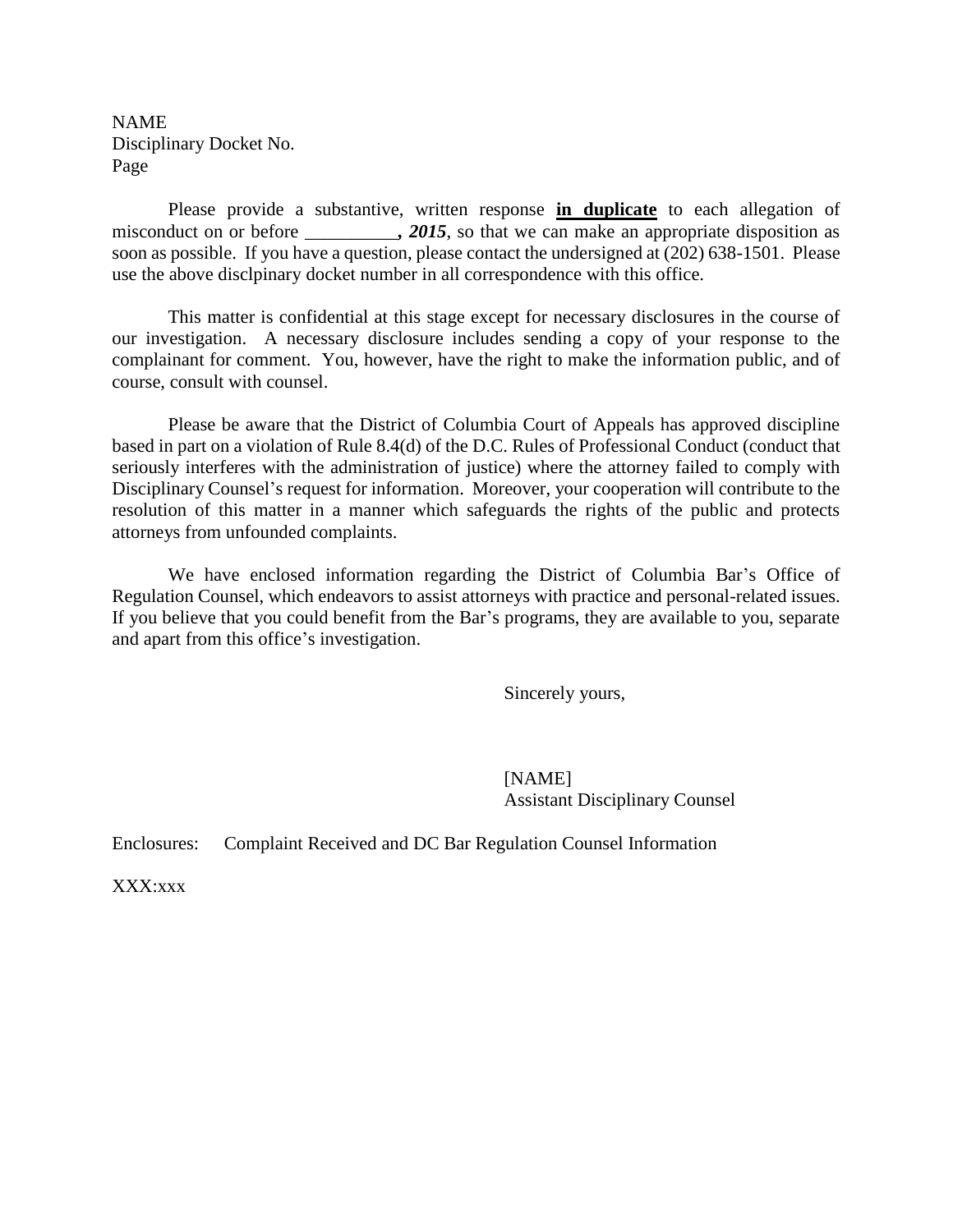Please provide a substantive, written response **in duplicate** to each allegation of misconduct on or before __________***, 2015***, so that we can make an appropriate disposition as soon as possible. If you have a question, please contact the undersigned at (202) 638-1501. Please use the above disclpinary docket number in all correspondence with this office.

This matter is confidential at this stage except for necessary disclosures in the course of our investigation. A necessary disclosure includes sending a copy of your response to the complainant for comment. You, however, have the right to make the information public, and of course, consult with counsel.

Please be aware that the District of Columbia Court of Appeals has approved discipline based in part on a violation of Rule 8.4(d) of the D.C. Rules of Professional Conduct (conduct that seriously interferes with the administration of justice) where the attorney failed to comply with Disciplinary Counsel's request for information. Moreover, your cooperation will contribute to the resolution of this matter in a manner which safeguards the rights of the public and protects attorneys from unfounded complaints.

We have enclosed information regarding the District of Columbia Bar's Office of Regulation Counsel, which endeavors to assist attorneys with practice and personal-related issues. If you believe that you could benefit from the Bar's programs, they are available to you, separate and apart from this office's investigation.

Sincerely yours,

[NAME]
Assistant Disciplinary Counsel

Enclosures: Complaint Received and DC Bar Regulation Counsel Information

XXX:xxx